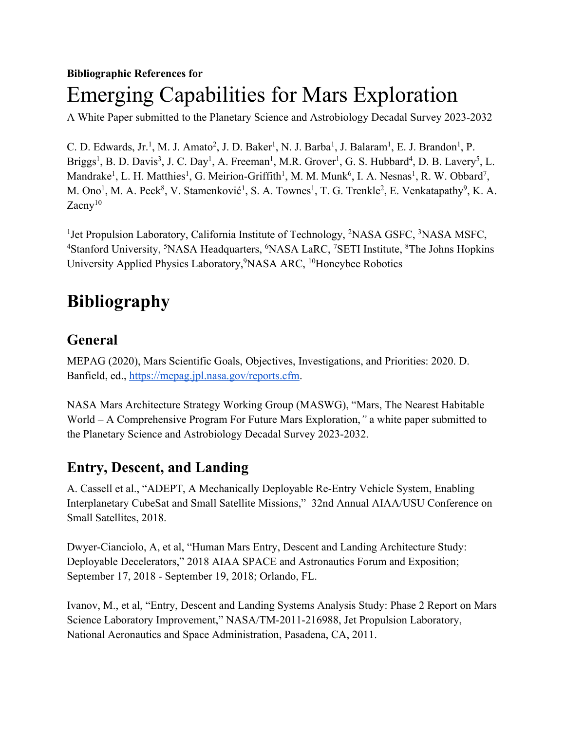**Bibliographic References for**

# Emerging Capabilities for Mars Exploration

A White Paper submitted to the Planetary Science and Astrobiology Decadal Survey 2023-2032

C. D. Edwards, Jr.[1], M. J. Amato[2], J. D. Baker[1], N. J. Barba[1], J. Balaram[1], E. J. Brandon[1], P. Briggs[1], B. D. Davis[3], J. C. Day[1], A. Freeman[1], M.R. Grover[1], G. S. Hubbard[4], D. B. Lavery[5], L. Mandrake[1], L. H. Matthies[1], G. Meirion-Griffith[1], M. M. Munk[6], I. A. Nesnas[1], R. W. Obbard[7], M. Ono[1], M. A. Peck[8], V. Stamenković[1], S. A. Townes[1], T. G. Trenkle[2], E. Venkatapathy[9], K. A. Zacny[10]

[1]Jet Propulsion Laboratory, California Institute of Technology, [2]NASA GSFC, [3]NASA MSFC, [4]Stanford University, [5]NASA Headquarters, [6]NASA LaRC, [7]SETI Institute, [8]The Johns Hopkins University Applied Physics Laboratory,[9]NASA ARC, [10]Honeybee Robotics

# Bibliography

## General

MEPAG (2020), Mars Scientific Goals, Objectives, Investigations, and Priorities: 2020. D. Banfield, ed., https://mepag.jpl.nasa.gov/reports.cfm.

NASA Mars Architecture Strategy Working Group (MASWG), "Mars, The Nearest Habitable World – A Comprehensive Program For Future Mars Exploration," a white paper submitted to the Planetary Science and Astrobiology Decadal Survey 2023-2032.

## Entry, Descent, and Landing

A. Cassell et al., "ADEPT, A Mechanically Deployable Re-Entry Vehicle System, Enabling Interplanetary CubeSat and Small Satellite Missions," 32nd Annual AIAA/USU Conference on Small Satellites, 2018.

Dwyer-Cianciolo, A, et al, "Human Mars Entry, Descent and Landing Architecture Study: Deployable Decelerators," 2018 AIAA SPACE and Astronautics Forum and Exposition; September 17, 2018 - September 19, 2018; Orlando, FL.

Ivanov, M., et al, "Entry, Descent and Landing Systems Analysis Study: Phase 2 Report on Mars Science Laboratory Improvement," NASA/TM-2011-216988, Jet Propulsion Laboratory, National Aeronautics and Space Administration, Pasadena, CA, 2011.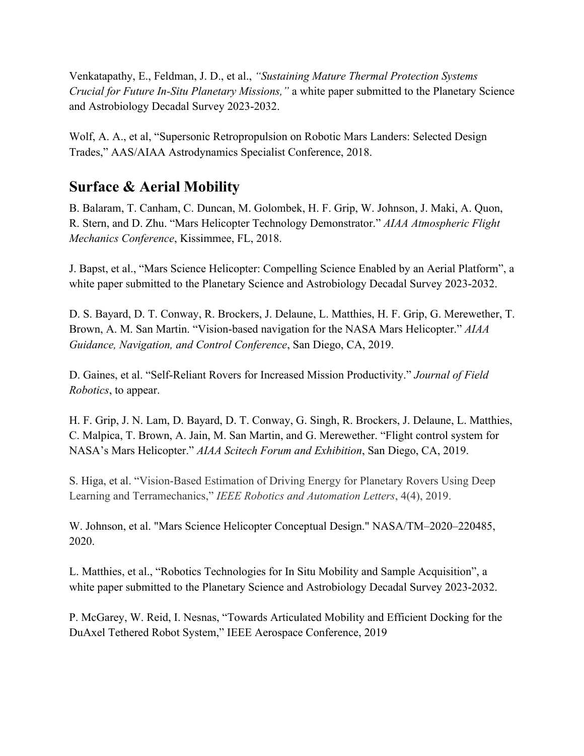Venkatapathy, E., Feldman, J. D., et al., *"Sustaining Mature Thermal Protection Systems Crucial for Future In-Situ Planetary Missions,"* a white paper submitted to the Planetary Science and Astrobiology Decadal Survey 2023-2032.

Wolf, A. A., et al, "Supersonic Retropropulsion on Robotic Mars Landers: Selected Design Trades," AAS/AIAA Astrodynamics Specialist Conference, 2018.

## Surface & Aerial Mobility

B. Balaram, T. Canham, C. Duncan, M. Golombek, H. F. Grip, W. Johnson, J. Maki, A. Quon, R. Stern, and D. Zhu. "Mars Helicopter Technology Demonstrator." *AIAA Atmospheric Flight Mechanics Conference*, Kissimmee, FL, 2018.

J. Bapst, et al., "Mars Science Helicopter: Compelling Science Enabled by an Aerial Platform", a white paper submitted to the Planetary Science and Astrobiology Decadal Survey 2023-2032.

D. S. Bayard, D. T. Conway, R. Brockers, J. Delaune, L. Matthies, H. F. Grip, G. Merewether, T. Brown, A. M. San Martin. "Vision-based navigation for the NASA Mars Helicopter." *AIAA Guidance, Navigation, and Control Conference*, San Diego, CA, 2019.

D. Gaines, et al. "Self-Reliant Rovers for Increased Mission Productivity." *Journal of Field Robotics*, to appear.

H. F. Grip, J. N. Lam, D. Bayard, D. T. Conway, G. Singh, R. Brockers, J. Delaune, L. Matthies, C. Malpica, T. Brown, A. Jain, M. San Martin, and G. Merewether. "Flight control system for NASA's Mars Helicopter." *AIAA Scitech Forum and Exhibition*, San Diego, CA, 2019.

S. Higa, et al. "Vision-Based Estimation of Driving Energy for Planetary Rovers Using Deep Learning and Terramechanics," *IEEE Robotics and Automation Letters*, 4(4), 2019.

W. Johnson, et al. "Mars Science Helicopter Conceptual Design." NASA/TM–2020–220485, 2020.

L. Matthies, et al., "Robotics Technologies for In Situ Mobility and Sample Acquisition", a white paper submitted to the Planetary Science and Astrobiology Decadal Survey 2023-2032.

P. McGarey, W. Reid, I. Nesnas, "Towards Articulated Mobility and Efficient Docking for the DuAxel Tethered Robot System," IEEE Aerospace Conference, 2019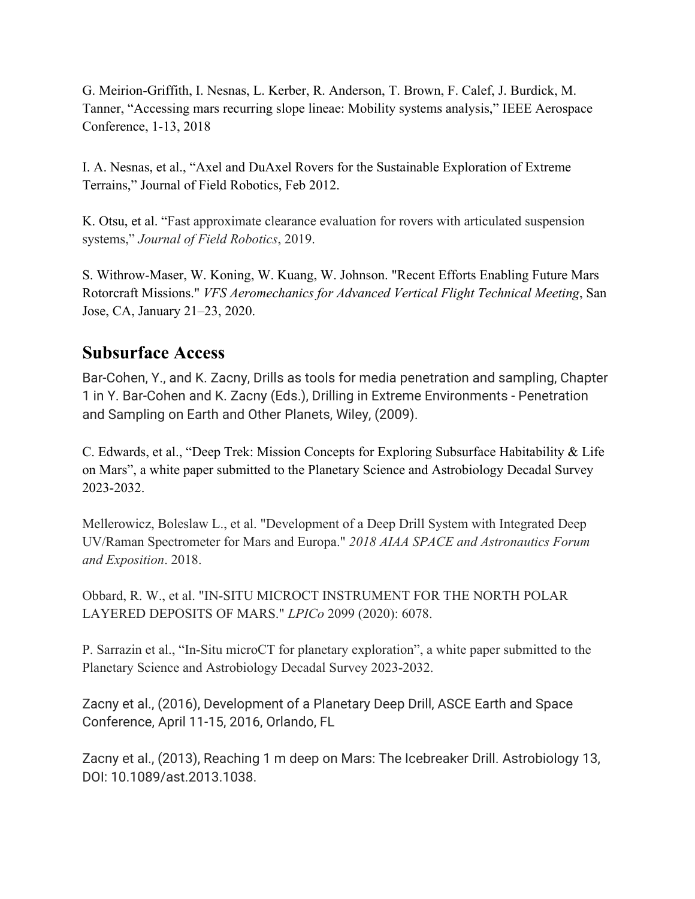G. Meirion-Griffith, I. Nesnas, L. Kerber, R. Anderson, T. Brown, F. Calef, J. Burdick, M. Tanner, "Accessing mars recurring slope lineae: Mobility systems analysis," IEEE Aerospace Conference, 1-13, 2018

I. A. Nesnas, et al., "Axel and DuAxel Rovers for the Sustainable Exploration of Extreme Terrains," Journal of Field Robotics, Feb 2012.

K. Otsu, et al. "Fast approximate clearance evaluation for rovers with articulated suspension systems," *Journal of Field Robotics*, 2019.

S. Withrow-Maser, W. Koning, W. Kuang, W. Johnson. "Recent Efforts Enabling Future Mars Rotorcraft Missions." *VFS Aeromechanics for Advanced Vertical Flight Technical Meeting*, San Jose, CA, January 21–23, 2020.

## Subsurface Access

Bar-Cohen, Y., and K. Zacny, Drills as tools for media penetration and sampling, Chapter 1 in Y. Bar-Cohen and K. Zacny (Eds.), Drilling in Extreme Environments - Penetration and Sampling on Earth and Other Planets, Wiley, (2009).

C. Edwards, et al., "Deep Trek: Mission Concepts for Exploring Subsurface Habitability & Life on Mars", a white paper submitted to the Planetary Science and Astrobiology Decadal Survey 2023-2032.

Mellerowicz, Boleslaw L., et al. "Development of a Deep Drill System with Integrated Deep UV/Raman Spectrometer for Mars and Europa." *2018 AIAA SPACE and Astronautics Forum and Exposition*. 2018.

Obbard, R. W., et al. "IN-SITU MICROCT INSTRUMENT FOR THE NORTH POLAR LAYERED DEPOSITS OF MARS." *LPICo* 2099 (2020): 6078.

P. Sarrazin et al., "In-Situ microCT for planetary exploration", a white paper submitted to the Planetary Science and Astrobiology Decadal Survey 2023-2032.

Zacny et al., (2016), Development of a Planetary Deep Drill, ASCE Earth and Space Conference, April 11-15, 2016, Orlando, FL

Zacny et al., (2013), Reaching 1 m deep on Mars: The Icebreaker Drill. Astrobiology 13, DOI: 10.1089/ast.2013.1038.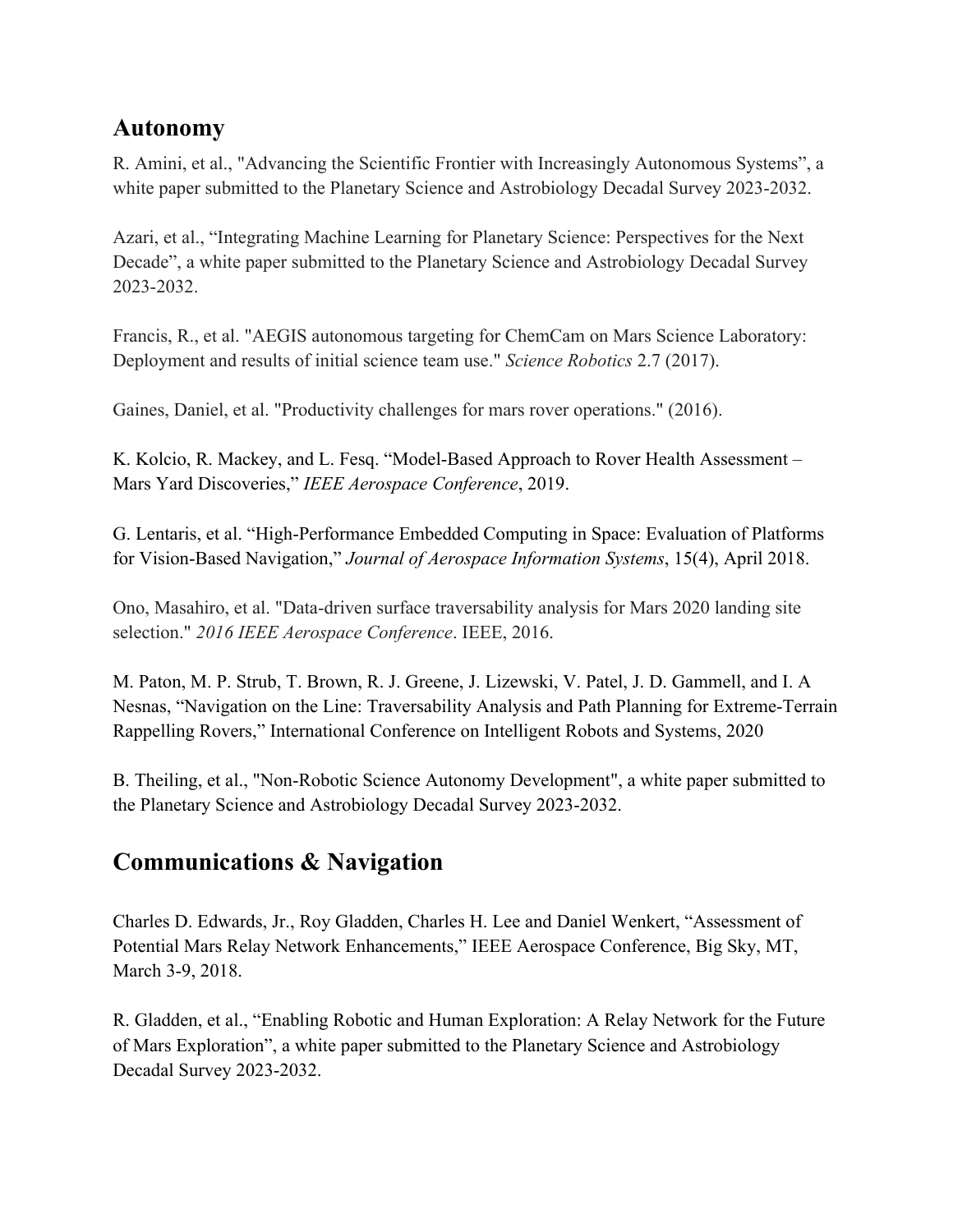## Autonomy

R. Amini, et al., "Advancing the Scientific Frontier with Increasingly Autonomous Systems", a white paper submitted to the Planetary Science and Astrobiology Decadal Survey 2023-2032.

Azari, et al., "Integrating Machine Learning for Planetary Science: Perspectives for the Next Decade", a white paper submitted to the Planetary Science and Astrobiology Decadal Survey 2023-2032.

Francis, R., et al. "AEGIS autonomous targeting for ChemCam on Mars Science Laboratory: Deployment and results of initial science team use." *Science Robotics* 2.7 (2017).

Gaines, Daniel, et al. "Productivity challenges for mars rover operations." (2016).

K. Kolcio, R. Mackey, and L. Fesq. "Model-Based Approach to Rover Health Assessment – Mars Yard Discoveries," *IEEE Aerospace Conference*, 2019.

G. Lentaris, et al. "High-Performance Embedded Computing in Space: Evaluation of Platforms for Vision-Based Navigation," *Journal of Aerospace Information Systems*, 15(4), April 2018.

Ono, Masahiro, et al. "Data-driven surface traversability analysis for Mars 2020 landing site selection." *2016 IEEE Aerospace Conference*. IEEE, 2016.

M. Paton, M. P. Strub, T. Brown, R. J. Greene, J. Lizewski, V. Patel, J. D. Gammell, and I. A Nesnas, "Navigation on the Line: Traversability Analysis and Path Planning for Extreme-Terrain Rappelling Rovers," International Conference on Intelligent Robots and Systems, 2020

B. Theiling, et al., "Non-Robotic Science Autonomy Development", a white paper submitted to the Planetary Science and Astrobiology Decadal Survey 2023-2032.

## Communications & Navigation

Charles D. Edwards, Jr., Roy Gladden, Charles H. Lee and Daniel Wenkert, "Assessment of Potential Mars Relay Network Enhancements," IEEE Aerospace Conference, Big Sky, MT, March 3-9, 2018.

R. Gladden, et al., "Enabling Robotic and Human Exploration: A Relay Network for the Future of Mars Exploration", a white paper submitted to the Planetary Science and Astrobiology Decadal Survey 2023-2032.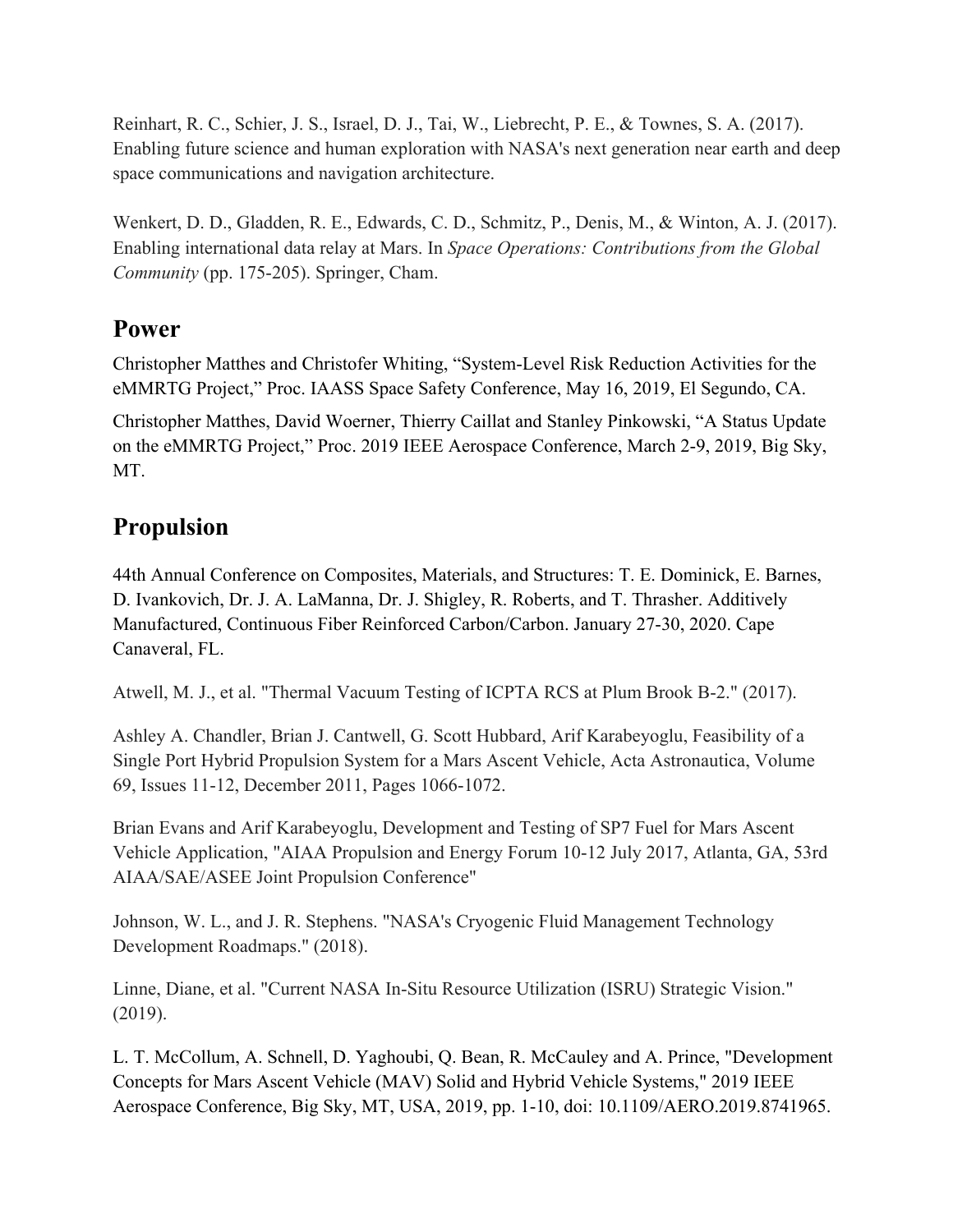Reinhart, R. C., Schier, J. S., Israel, D. J., Tai, W., Liebrecht, P. E., & Townes, S. A. (2017). Enabling future science and human exploration with NASA's next generation near earth and deep space communications and navigation architecture.

Wenkert, D. D., Gladden, R. E., Edwards, C. D., Schmitz, P., Denis, M., & Winton, A. J. (2017). Enabling international data relay at Mars. In *Space Operations: Contributions from the Global Community* (pp. 175-205). Springer, Cham.

## Power

Christopher Matthes and Christofer Whiting, "System-Level Risk Reduction Activities for the eMMRTG Project," Proc. IAASS Space Safety Conference, May 16, 2019, El Segundo, CA.

Christopher Matthes, David Woerner, Thierry Caillat and Stanley Pinkowski, "A Status Update on the eMMRTG Project," Proc. 2019 IEEE Aerospace Conference, March 2-9, 2019, Big Sky, MT.

## Propulsion

44th Annual Conference on Composites, Materials, and Structures: T. E. Dominick, E. Barnes, D. Ivankovich, Dr. J. A. LaManna, Dr. J. Shigley, R. Roberts, and T. Thrasher. Additively Manufactured, Continuous Fiber Reinforced Carbon/Carbon. January 27-30, 2020. Cape Canaveral, FL.

Atwell, M. J., et al. "Thermal Vacuum Testing of ICPTA RCS at Plum Brook B-2." (2017).

Ashley A. Chandler, Brian J. Cantwell, G. Scott Hubbard, Arif Karabeyoglu, Feasibility of a Single Port Hybrid Propulsion System for a Mars Ascent Vehicle, Acta Astronautica, Volume 69, Issues 11-12, December 2011, Pages 1066-1072.

Brian Evans and Arif Karabeyoglu, Development and Testing of SP7 Fuel for Mars Ascent Vehicle Application, "AIAA Propulsion and Energy Forum 10-12 July 2017, Atlanta, GA, 53rd AIAA/SAE/ASEE Joint Propulsion Conference"

Johnson, W. L., and J. R. Stephens. "NASA's Cryogenic Fluid Management Technology Development Roadmaps." (2018).

Linne, Diane, et al. "Current NASA In-Situ Resource Utilization (ISRU) Strategic Vision." (2019).

L. T. McCollum, A. Schnell, D. Yaghoubi, Q. Bean, R. McCauley and A. Prince, "Development Concepts for Mars Ascent Vehicle (MAV) Solid and Hybrid Vehicle Systems," 2019 IEEE Aerospace Conference, Big Sky, MT, USA, 2019, pp. 1-10, doi: 10.1109/AERO.2019.8741965.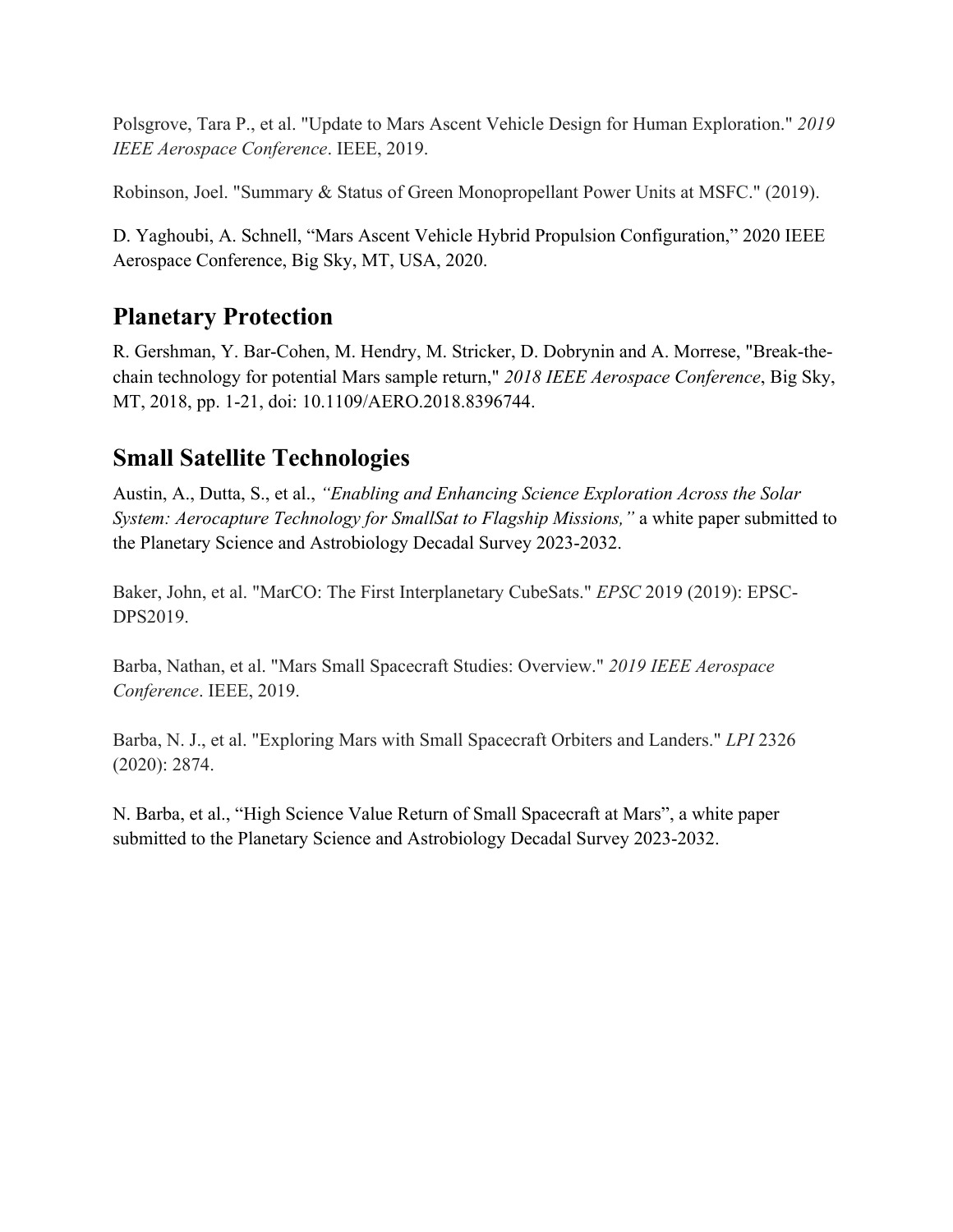Polsgrove, Tara P., et al. "Update to Mars Ascent Vehicle Design for Human Exploration." *2019 IEEE Aerospace Conference*. IEEE, 2019.

Robinson, Joel. "Summary & Status of Green Monopropellant Power Units at MSFC." (2019).

D. Yaghoubi, A. Schnell, "Mars Ascent Vehicle Hybrid Propulsion Configuration," 2020 IEEE Aerospace Conference, Big Sky, MT, USA, 2020.

## Planetary Protection

R. Gershman, Y. Bar-Cohen, M. Hendry, M. Stricker, D. Dobrynin and A. Morrese, "Break-the-chain technology for potential Mars sample return," *2018 IEEE Aerospace Conference*, Big Sky, MT, 2018, pp. 1-21, doi: 10.1109/AERO.2018.8396744.

## Small Satellite Technologies

Austin, A., Dutta, S., et al., *"Enabling and Enhancing Science Exploration Across the Solar System: Aerocapture Technology for SmallSat to Flagship Missions,"* a white paper submitted to the Planetary Science and Astrobiology Decadal Survey 2023-2032.

Baker, John, et al. "MarCO: The First Interplanetary CubeSats." *EPSC* 2019 (2019): EPSC-DPS2019.

Barba, Nathan, et al. "Mars Small Spacecraft Studies: Overview." *2019 IEEE Aerospace Conference*. IEEE, 2019.

Barba, N. J., et al. "Exploring Mars with Small Spacecraft Orbiters and Landers." *LPI* 2326 (2020): 2874.

N. Barba, et al., "High Science Value Return of Small Spacecraft at Mars", a white paper submitted to the Planetary Science and Astrobiology Decadal Survey 2023-2032.